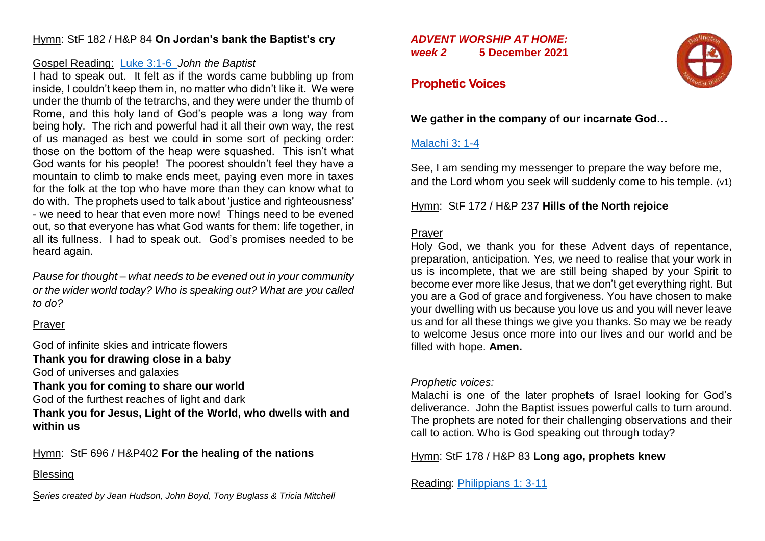*ADVENT WORSHIP AT HOME:*
*week 2* **5 December 2021**

## Prophetic Voices

**We gather in the company of our incarnate God…**

Malachi 3: 1-4

See, I am sending my messenger to prepare the way before me, and the Lord whom you seek will suddenly come to his temple. (v1)

Hymn: StF 172 / H&P 237 **Hills of the North rejoice**

Prayer

Holy God, we thank you for these Advent days of repentance, preparation, anticipation. Yes, we need to realise that your work in us is incomplete, that we are still being shaped by your Spirit to become ever more like Jesus, that we don't get everything right. But you are a God of grace and forgiveness. You have chosen to make your dwelling with us because you love us and you will never leave us and for all these things we give you thanks. So may we be ready to welcome Jesus once more into our lives and our world and be filled with hope. **Amen.**

*Prophetic voices:*

Malachi is one of the later prophets of Israel looking for God's deliverance. John the Baptist issues powerful calls to turn around. The prophets are noted for their challenging observations and their call to action. Who is God speaking out through today?

Hymn: StF 178 / H&P 83 **Long ago, prophets knew**

Reading: Philippians 1: 3-11

Hymn: StF 182 / H&P 84 **On Jordan's bank the Baptist's cry**

Gospel Reading: Luke 3:1-6 *John the Baptist*

I had to speak out. It felt as if the words came bubbling up from inside, I couldn't keep them in, no matter who didn't like it. We were under the thumb of the tetrarchs, and they were under the thumb of Rome, and this holy land of God's people was a long way from being holy. The rich and powerful had it all their own way, the rest of us managed as best we could in some sort of pecking order: those on the bottom of the heap were squashed. This isn't what God wants for his people! The poorest shouldn't feel they have a mountain to climb to make ends meet, paying even more in taxes for the folk at the top who have more than they can know what to do with. The prophets used to talk about 'justice and righteousness' - we need to hear that even more now! Things need to be evened out, so that everyone has what God wants for them: life together, in all its fullness. I had to speak out. God's promises needed to be heard again.

*Pause for thought – what needs to be evened out in your community or the wider world today? Who is speaking out? What are you called to do?*

Prayer

God of infinite skies and intricate flowers
**Thank you for drawing close in a baby**
God of universes and galaxies
**Thank you for coming to share our world**
God of the furthest reaches of light and dark
**Thank you for Jesus, Light of the World, who dwells with and within us**

Hymn: StF 696 / H&P402 **For the healing of the nations**

Blessing

*Series created by Jean Hudson, John Boyd, Tony Buglass & Tricia Mitchell*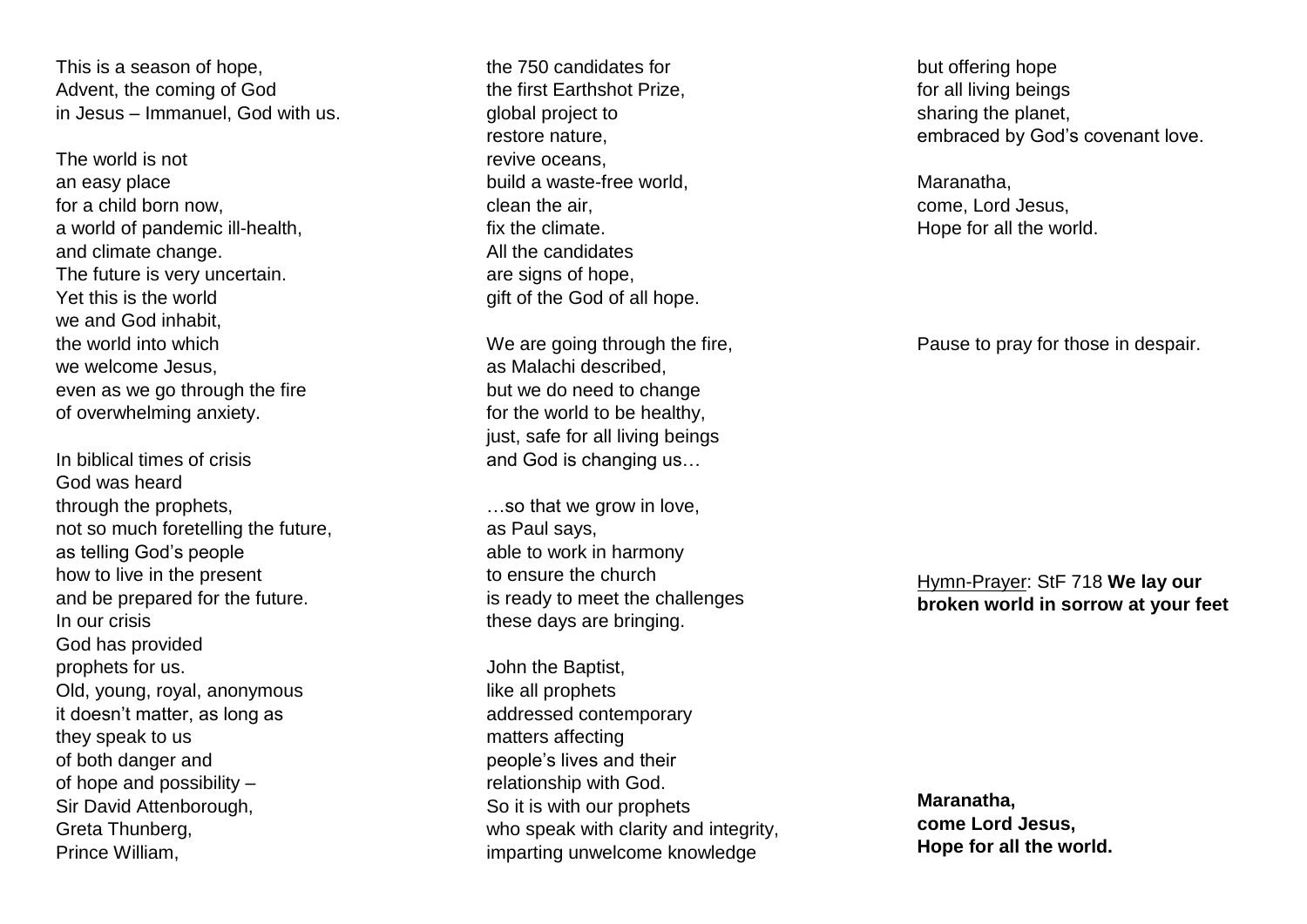This is a season of hope,
Advent, the coming of God
in Jesus – Immanuel, God with us.

The world is not
an easy place
for a child born now,
a world of pandemic ill-health,
and climate change.
The future is very uncertain.
Yet this is the world
we and God inhabit,
the world into which
we welcome Jesus,
even as we go through the fire
of overwhelming anxiety.

In biblical times of crisis
God was heard
through the prophets,
not so much foretelling the future,
as telling God's people
how to live in the present
and be prepared for the future.
In our crisis
God has provided
prophets for us.
Old, young, royal, anonymous
it doesn't matter, as long as
they speak to us
of both danger and
of hope and possibility –
Sir David Attenborough,
Greta Thunberg,
Prince William,
the 750 candidates for
the first Earthshot Prize,
global project to
restore nature,
revive oceans,
build a waste-free world,
clean the air,
fix the climate.
All the candidates
are signs of hope,
gift of the God of all hope.

We are going through the fire,
as Malachi described,
but we do need to change
for the world to be healthy,
just, safe for all living beings
and God is changing us…

…so that we grow in love,
as Paul says,
able to work in harmony
to ensure the church
is ready to meet the challenges
these days are bringing.

John the Baptist,
like all prophets
addressed contemporary
matters affecting
people's lives and their
relationship with God.
So it is with our prophets
who speak with clarity and integrity,
imparting unwelcome knowledge
but offering hope
for all living beings
sharing the planet,
embraced by God's covenant love.

Maranatha,
come, Lord Jesus,
Hope for all the world.

Pause to pray for those in despair.

Hymn-Prayer: StF 718 **We lay our broken world in sorrow at your feet**

**Maranatha,
come Lord Jesus,
Hope for all the world.**